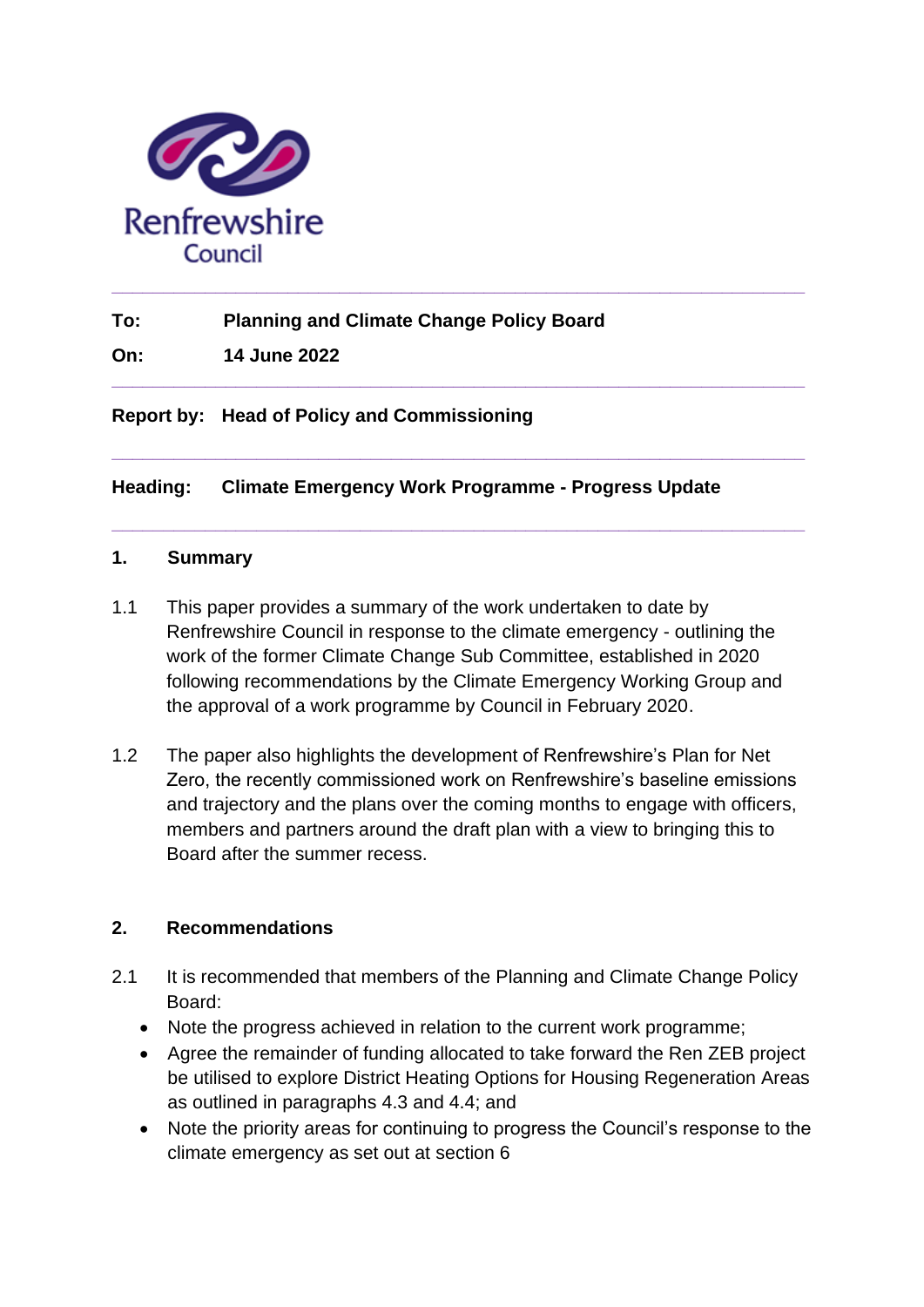Renfrewshire Council

---

**To:** Planning and Climate Change Policy Board

**On:** 14 June 2022

---

**Report by:** Head of Policy and Commissioning

---

**Heading:** Climate Emergency Work Programme - Progress Update

---

## 1. Summary

1.1 This paper provides a summary of the work undertaken to date by Renfrewshire Council in response to the climate emergency - outlining the work of the former Climate Change Sub Committee, established in 2020 following recommendations by the Climate Emergency Working Group and the approval of a work programme by Council in February 2020.

1.2 The paper also highlights the development of Renfrewshire's Plan for Net Zero, the recently commissioned work on Renfrewshire's baseline emissions and trajectory and the plans over the coming months to engage with officers, members and partners around the draft plan with a view to bringing this to Board after the summer recess.

## 2. Recommendations

2.1 It is recommended that members of the Planning and Climate Change Policy Board:

- Note the progress achieved in relation to the current work programme;
- Agree the remainder of funding allocated to take forward the Ren ZEB project be utilised to explore District Heating Options for Housing Regeneration Areas as outlined in paragraphs 4.3 and 4.4; and
- Note the priority areas for continuing to progress the Council's response to the climate emergency as set out at section 6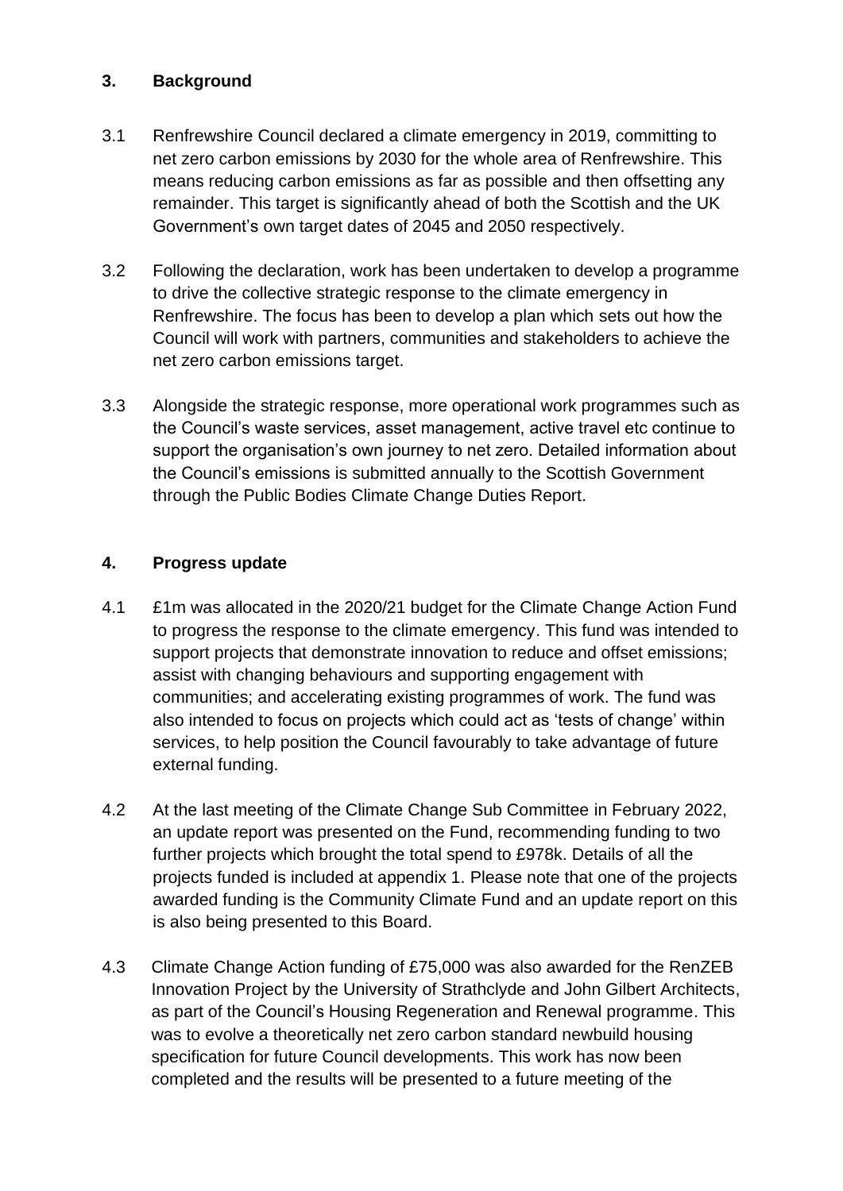## 3. Background

3.1 Renfrewshire Council declared a climate emergency in 2019, committing to net zero carbon emissions by 2030 for the whole area of Renfrewshire. This means reducing carbon emissions as far as possible and then offsetting any remainder. This target is significantly ahead of both the Scottish and the UK Government's own target dates of 2045 and 2050 respectively.

3.2 Following the declaration, work has been undertaken to develop a programme to drive the collective strategic response to the climate emergency in Renfrewshire. The focus has been to develop a plan which sets out how the Council will work with partners, communities and stakeholders to achieve the net zero carbon emissions target.

3.3 Alongside the strategic response, more operational work programmes such as the Council's waste services, asset management, active travel etc continue to support the organisation's own journey to net zero. Detailed information about the Council's emissions is submitted annually to the Scottish Government through the Public Bodies Climate Change Duties Report.

## 4. Progress update

4.1 £1m was allocated in the 2020/21 budget for the Climate Change Action Fund to progress the response to the climate emergency. This fund was intended to support projects that demonstrate innovation to reduce and offset emissions; assist with changing behaviours and supporting engagement with communities; and accelerating existing programmes of work. The fund was also intended to focus on projects which could act as 'tests of change' within services, to help position the Council favourably to take advantage of future external funding.

4.2 At the last meeting of the Climate Change Sub Committee in February 2022, an update report was presented on the Fund, recommending funding to two further projects which brought the total spend to £978k. Details of all the projects funded is included at appendix 1. Please note that one of the projects awarded funding is the Community Climate Fund and an update report on this is also being presented to this Board.

4.3 Climate Change Action funding of £75,000 was also awarded for the RenZEB Innovation Project by the University of Strathclyde and John Gilbert Architects, as part of the Council's Housing Regeneration and Renewal programme. This was to evolve a theoretically net zero carbon standard newbuild housing specification for future Council developments. This work has now been completed and the results will be presented to a future meeting of the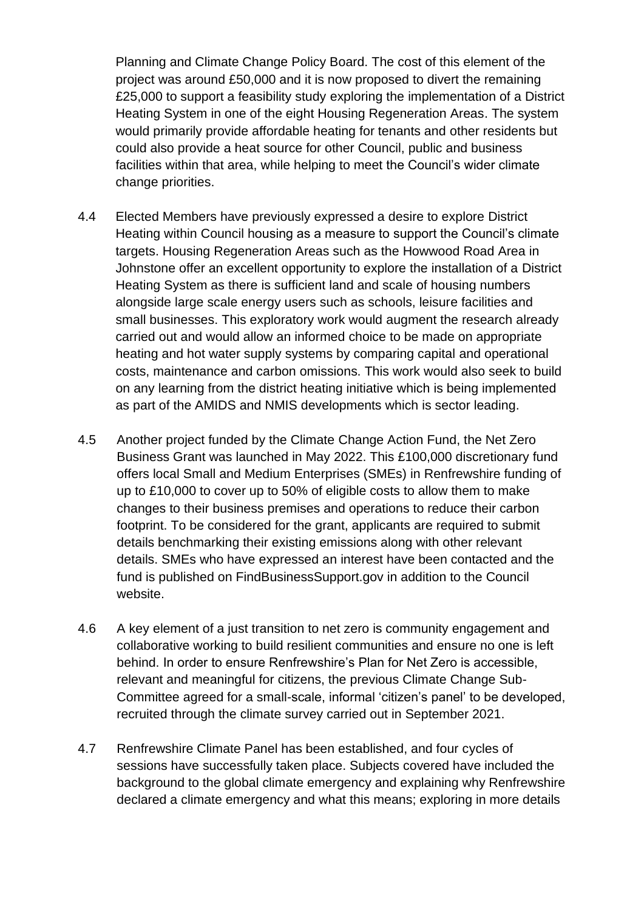Planning and Climate Change Policy Board. The cost of this element of the project was around £50,000 and it is now proposed to divert the remaining £25,000 to support a feasibility study exploring the implementation of a District Heating System in one of the eight Housing Regeneration Areas. The system would primarily provide affordable heating for tenants and other residents but could also provide a heat source for other Council, public and business facilities within that area, while helping to meet the Council's wider climate change priorities.

4.4 Elected Members have previously expressed a desire to explore District Heating within Council housing as a measure to support the Council's climate targets. Housing Regeneration Areas such as the Howwood Road Area in Johnstone offer an excellent opportunity to explore the installation of a District Heating System as there is sufficient land and scale of housing numbers alongside large scale energy users such as schools, leisure facilities and small businesses. This exploratory work would augment the research already carried out and would allow an informed choice to be made on appropriate heating and hot water supply systems by comparing capital and operational costs, maintenance and carbon omissions. This work would also seek to build on any learning from the district heating initiative which is being implemented as part of the AMIDS and NMIS developments which is sector leading.

4.5 Another project funded by the Climate Change Action Fund, the Net Zero Business Grant was launched in May 2022. This £100,000 discretionary fund offers local Small and Medium Enterprises (SMEs) in Renfrewshire funding of up to £10,000 to cover up to 50% of eligible costs to allow them to make changes to their business premises and operations to reduce their carbon footprint. To be considered for the grant, applicants are required to submit details benchmarking their existing emissions along with other relevant details. SMEs who have expressed an interest have been contacted and the fund is published on FindBusinessSupport.gov in addition to the Council website.

4.6 A key element of a just transition to net zero is community engagement and collaborative working to build resilient communities and ensure no one is left behind. In order to ensure Renfrewshire's Plan for Net Zero is accessible, relevant and meaningful for citizens, the previous Climate Change Sub-Committee agreed for a small-scale, informal 'citizen's panel' to be developed, recruited through the climate survey carried out in September 2021.

4.7 Renfrewshire Climate Panel has been established, and four cycles of sessions have successfully taken place. Subjects covered have included the background to the global climate emergency and explaining why Renfrewshire declared a climate emergency and what this means; exploring in more details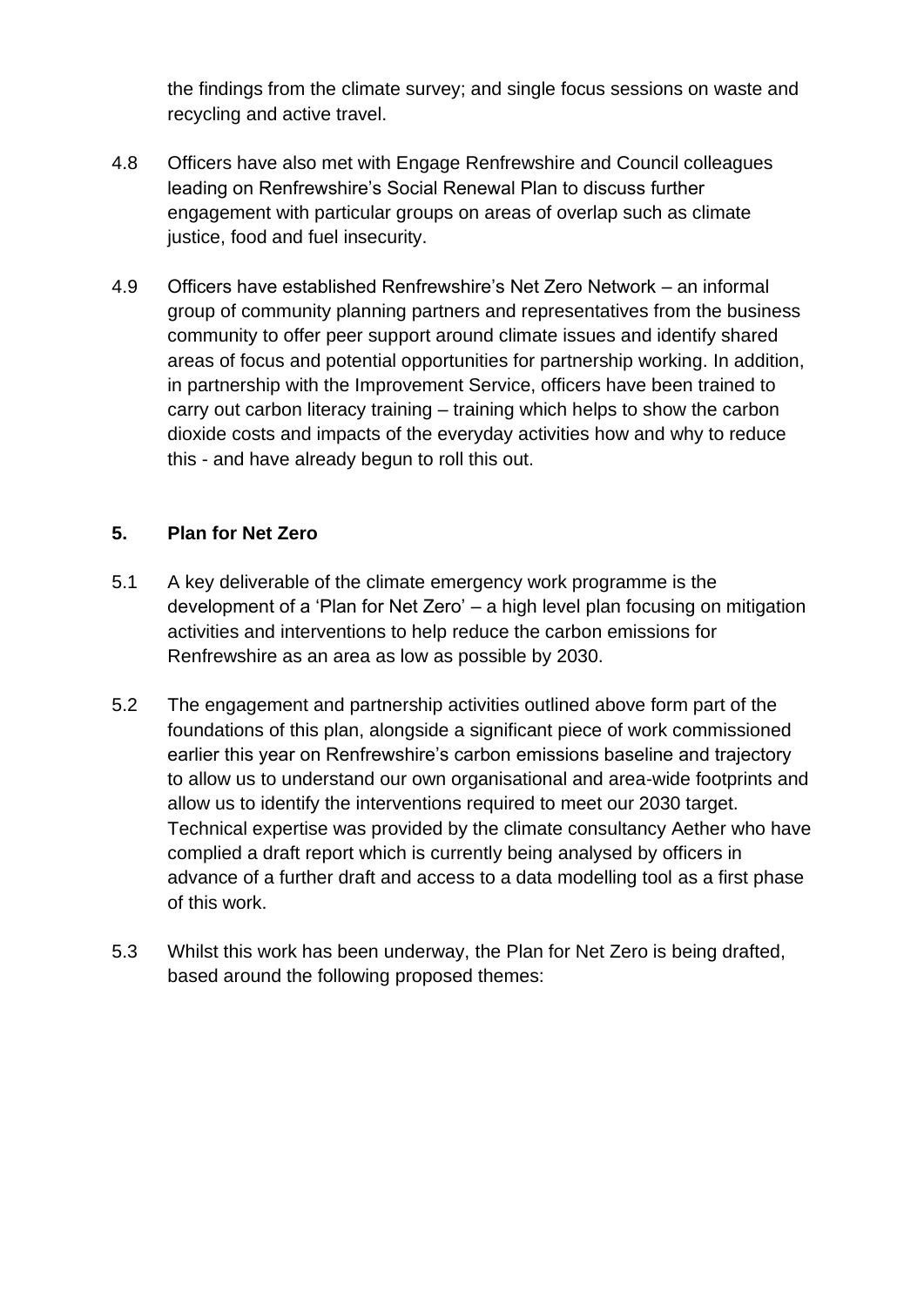the findings from the climate survey; and single focus sessions on waste and recycling and active travel.

4.8 Officers have also met with Engage Renfrewshire and Council colleagues leading on Renfrewshire's Social Renewal Plan to discuss further engagement with particular groups on areas of overlap such as climate justice, food and fuel insecurity.

4.9 Officers have established Renfrewshire's Net Zero Network – an informal group of community planning partners and representatives from the business community to offer peer support around climate issues and identify shared areas of focus and potential opportunities for partnership working. In addition, in partnership with the Improvement Service, officers have been trained to carry out carbon literacy training – training which helps to show the carbon dioxide costs and impacts of the everyday activities how and why to reduce this - and have already begun to roll this out.

## 5. Plan for Net Zero

5.1 A key deliverable of the climate emergency work programme is the development of a 'Plan for Net Zero' – a high level plan focusing on mitigation activities and interventions to help reduce the carbon emissions for Renfrewshire as an area as low as possible by 2030.

5.2 The engagement and partnership activities outlined above form part of the foundations of this plan, alongside a significant piece of work commissioned earlier this year on Renfrewshire's carbon emissions baseline and trajectory to allow us to understand our own organisational and area-wide footprints and allow us to identify the interventions required to meet our 2030 target. Technical expertise was provided by the climate consultancy Aether who have complied a draft report which is currently being analysed by officers in advance of a further draft and access to a data modelling tool as a first phase of this work.

5.3 Whilst this work has been underway, the Plan for Net Zero is being drafted, based around the following proposed themes: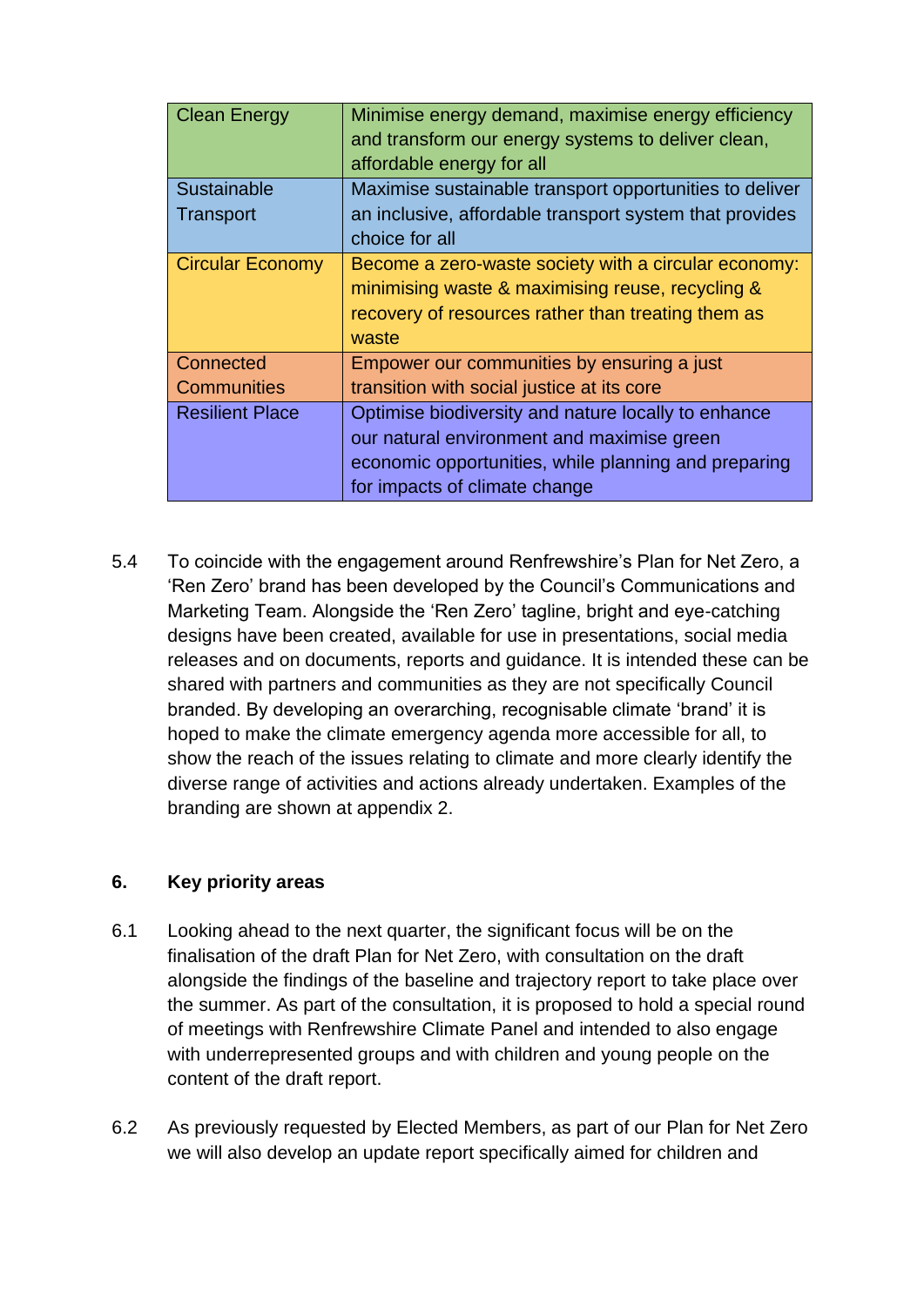| | |
|---|---|
| Clean Energy | Minimise energy demand, maximise energy efficiency and transform our energy systems to deliver clean, affordable energy for all |
| Sustainable Transport | Maximise sustainable transport opportunities to deliver an inclusive, affordable transport system that provides choice for all |
| Circular Economy | Become a zero-waste society with a circular economy: minimising waste & maximising reuse, recycling & recovery of resources rather than treating them as waste |
| Connected Communities | Empower our communities by ensuring a just transition with social justice at its core |
| Resilient Place | Optimise biodiversity and nature locally to enhance our natural environment and maximise green economic opportunities, while planning and preparing for impacts of climate change |

5.4 To coincide with the engagement around Renfrewshire's Plan for Net Zero, a 'Ren Zero' brand has been developed by the Council's Communications and Marketing Team. Alongside the 'Ren Zero' tagline, bright and eye-catching designs have been created, available for use in presentations, social media releases and on documents, reports and guidance. It is intended these can be shared with partners and communities as they are not specifically Council branded. By developing an overarching, recognisable climate 'brand' it is hoped to make the climate emergency agenda more accessible for all, to show the reach of the issues relating to climate and more clearly identify the diverse range of activities and actions already undertaken. Examples of the branding are shown at appendix 2.

## 6. Key priority areas

6.1 Looking ahead to the next quarter, the significant focus will be on the finalisation of the draft Plan for Net Zero, with consultation on the draft alongside the findings of the baseline and trajectory report to take place over the summer. As part of the consultation, it is proposed to hold a special round of meetings with Renfrewshire Climate Panel and intended to also engage with underrepresented groups and with children and young people on the content of the draft report.

6.2 As previously requested by Elected Members, as part of our Plan for Net Zero we will also develop an update report specifically aimed for children and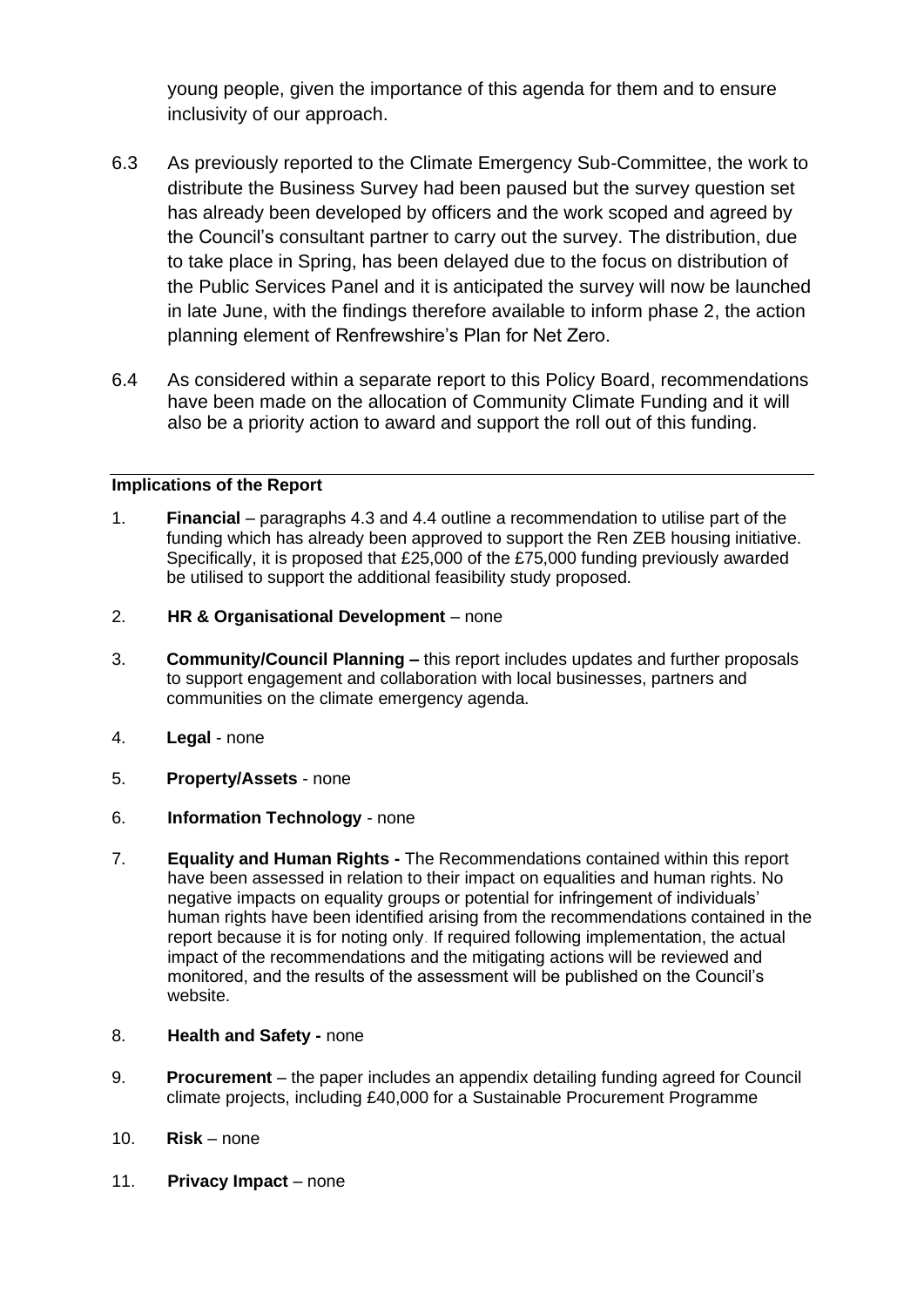young people, given the importance of this agenda for them and to ensure inclusivity of our approach.

6.3 As previously reported to the Climate Emergency Sub-Committee, the work to distribute the Business Survey had been paused but the survey question set has already been developed by officers and the work scoped and agreed by the Council's consultant partner to carry out the survey. The distribution, due to take place in Spring, has been delayed due to the focus on distribution of the Public Services Panel and it is anticipated the survey will now be launched in late June, with the findings therefore available to inform phase 2, the action planning element of Renfrewshire's Plan for Net Zero.

6.4 As considered within a separate report to this Policy Board, recommendations have been made on the allocation of Community Climate Funding and it will also be a priority action to award and support the roll out of this funding.

---

**Implications of the Report**

1. **Financial** – paragraphs 4.3 and 4.4 outline a recommendation to utilise part of the funding which has already been approved to support the Ren ZEB housing initiative. Specifically, it is proposed that £25,000 of the £75,000 funding previously awarded be utilised to support the additional feasibility study proposed.

2. **HR & Organisational Development** – none

3. **Community/Council Planning –** this report includes updates and further proposals to support engagement and collaboration with local businesses, partners and communities on the climate emergency agenda.

4. **Legal** - none

5. **Property/Assets** - none

6. **Information Technology** - none

7. **Equality and Human Rights -** The Recommendations contained within this report have been assessed in relation to their impact on equalities and human rights. No negative impacts on equality groups or potential for infringement of individuals' human rights have been identified arising from the recommendations contained in the report because it is for noting only. If required following implementation, the actual impact of the recommendations and the mitigating actions will be reviewed and monitored, and the results of the assessment will be published on the Council's website.

8. **Health and Safety -** none

9. **Procurement** – the paper includes an appendix detailing funding agreed for Council climate projects, including £40,000 for a Sustainable Procurement Programme

10. **Risk** – none

11. **Privacy Impact** – none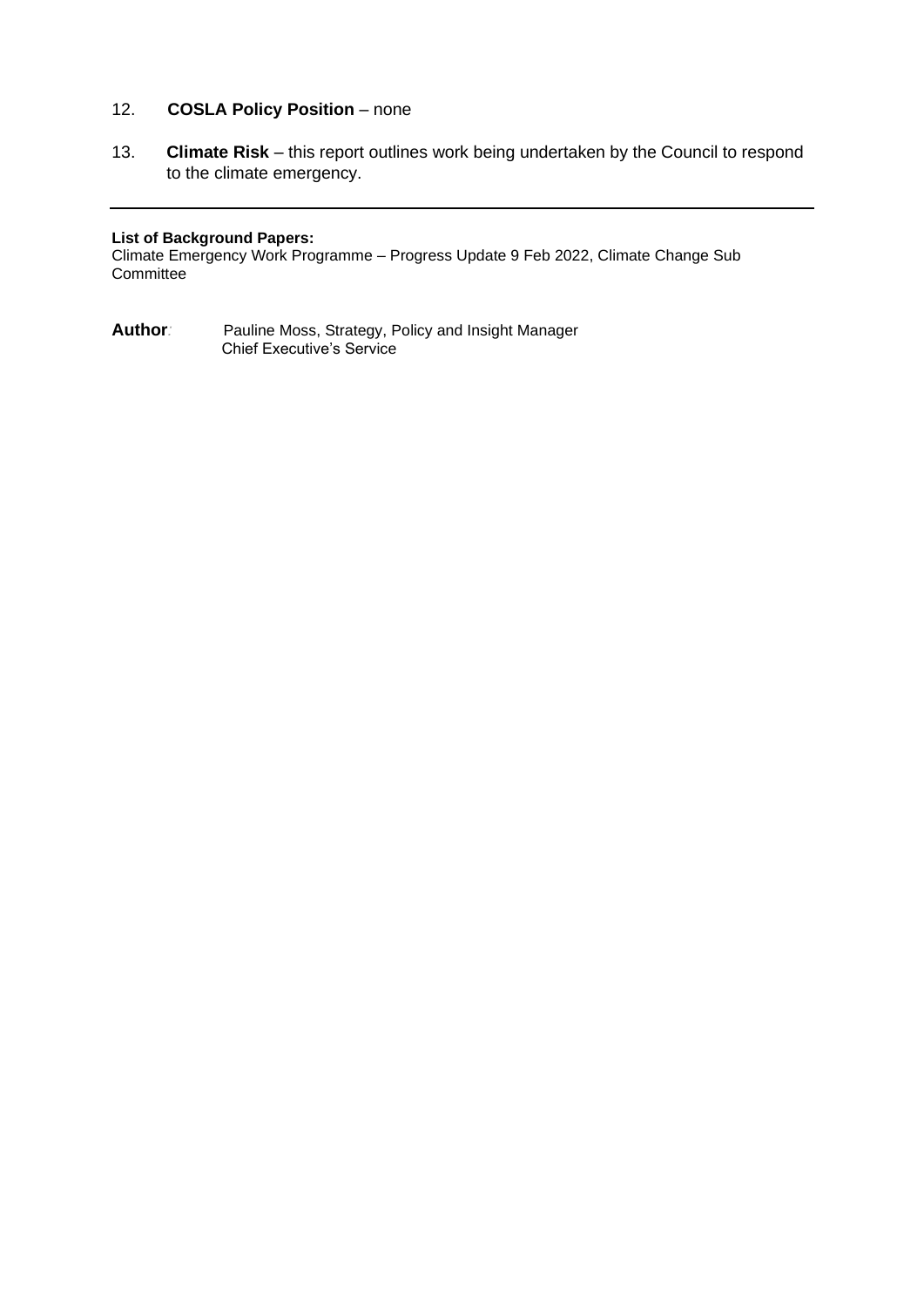12. **COSLA Policy Position** – none

13. **Climate Risk** – this report outlines work being undertaken by the Council to respond to the climate emergency.

---

**List of Background Papers:**
Climate Emergency Work Programme – Progress Update 9 Feb 2022, Climate Change Sub Committee

**Author**: Pauline Moss, Strategy, Policy and Insight Manager
Chief Executive's Service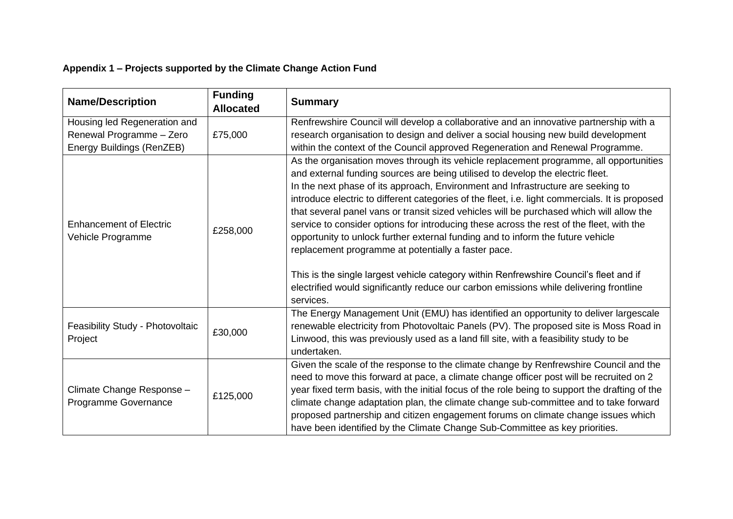**Appendix 1 – Projects supported by the Climate Change Action Fund**

| Name/Description | Funding Allocated | Summary |
|---|---|---|
| Housing led Regeneration and Renewal Programme – Zero Energy Buildings (RenZEB) | £75,000 | Renfrewshire Council will develop a collaborative and an innovative partnership with a research organisation to design and deliver a social housing new build development within the context of the Council approved Regeneration and Renewal Programme. |
| Enhancement of Electric Vehicle Programme | £258,000 | As the organisation moves through its vehicle replacement programme, all opportunities and external funding sources are being utilised to develop the electric fleet.<br>In the next phase of its approach, Environment and Infrastructure are seeking to introduce electric to different categories of the fleet, i.e. light commercials. It is proposed that several panel vans or transit sized vehicles will be purchased which will allow the service to consider options for introducing these across the rest of the fleet, with the opportunity to unlock further external funding and to inform the future vehicle replacement programme at potentially a faster pace.<br><br>This is the single largest vehicle category within Renfrewshire Council's fleet and if electrified would significantly reduce our carbon emissions while delivering frontline services. |
| Feasibility Study - Photovoltaic Project | £30,000 | The Energy Management Unit (EMU) has identified an opportunity to deliver largescale renewable electricity from Photovoltaic Panels (PV). The proposed site is Moss Road in Linwood, this was previously used as a land fill site, with a feasibility study to be undertaken. |
| Climate Change Response – Programme Governance | £125,000 | Given the scale of the response to the climate change by Renfrewshire Council and the need to move this forward at pace, a climate change officer post will be recruited on 2 year fixed term basis, with the initial focus of the role being to support the drafting of the climate change adaptation plan, the climate change sub-committee and to take forward proposed partnership and citizen engagement forums on climate change issues which have been identified by the Climate Change Sub-Committee as key priorities. |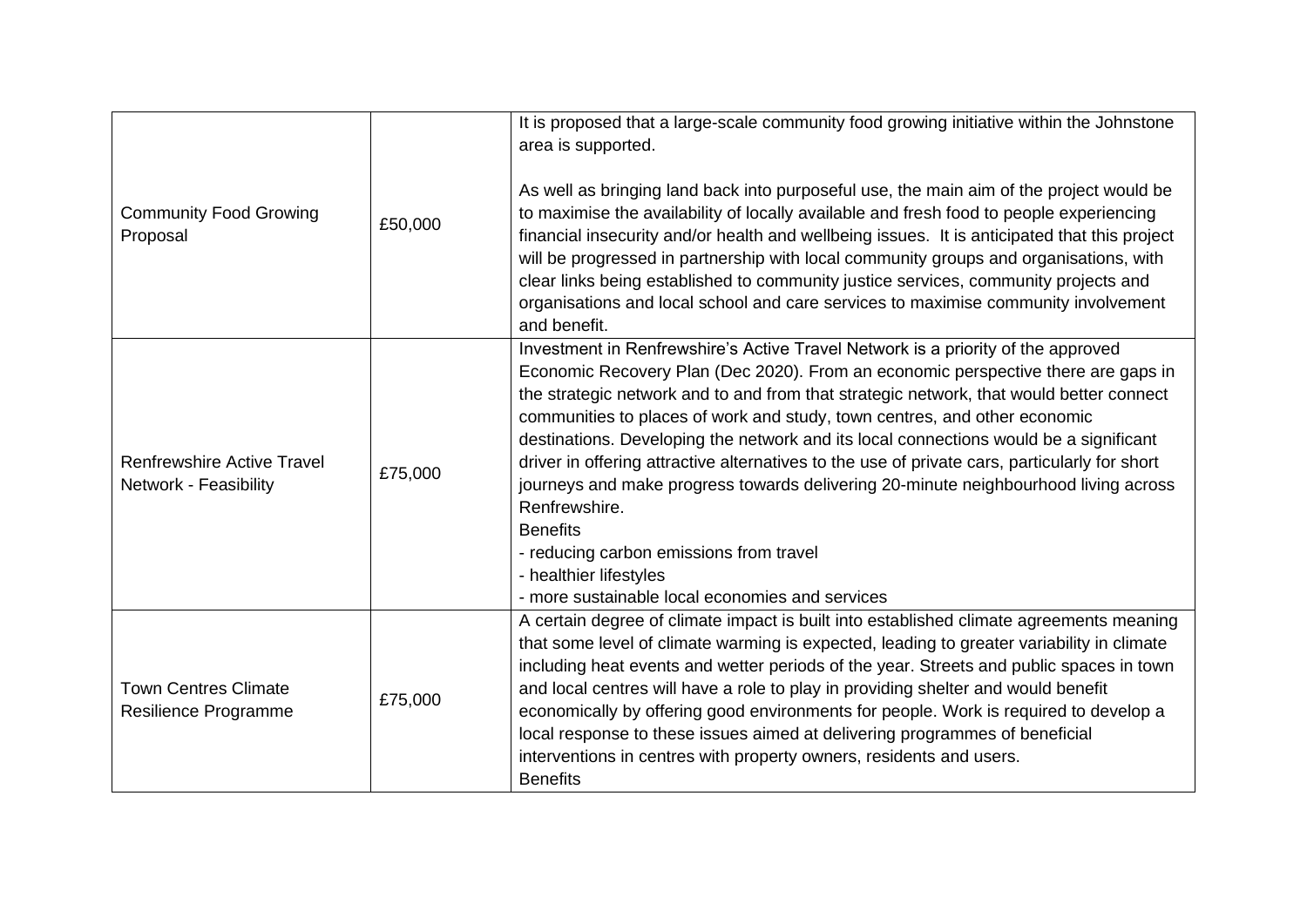| | | |
|---|---|---|
| Community Food Growing Proposal | £50,000 | It is proposed that a large-scale community food growing initiative within the Johnstone area is supported.<br><br>As well as bringing land back into purposeful use, the main aim of the project would be to maximise the availability of locally available and fresh food to people experiencing financial insecurity and/or health and wellbeing issues. It is anticipated that this project will be progressed in partnership with local community groups and organisations, with clear links being established to community justice services, community projects and organisations and local school and care services to maximise community involvement and benefit. |
| Renfrewshire Active Travel Network - Feasibility | £75,000 | Investment in Renfrewshire's Active Travel Network is a priority of the approved Economic Recovery Plan (Dec 2020). From an economic perspective there are gaps in the strategic network and to and from that strategic network, that would better connect communities to places of work and study, town centres, and other economic destinations. Developing the network and its local connections would be a significant driver in offering attractive alternatives to the use of private cars, particularly for short journeys and make progress towards delivering 20-minute neighbourhood living across Renfrewshire.<br>Benefits<br>- reducing carbon emissions from travel<br>- healthier lifestyles<br>- more sustainable local economies and services |
| Town Centres Climate Resilience Programme | £75,000 | A certain degree of climate impact is built into established climate agreements meaning that some level of climate warming is expected, leading to greater variability in climate including heat events and wetter periods of the year. Streets and public spaces in town and local centres will have a role to play in providing shelter and would benefit economically by offering good environments for people. Work is required to develop a local response to these issues aimed at delivering programmes of beneficial interventions in centres with property owners, residents and users.<br>Benefits |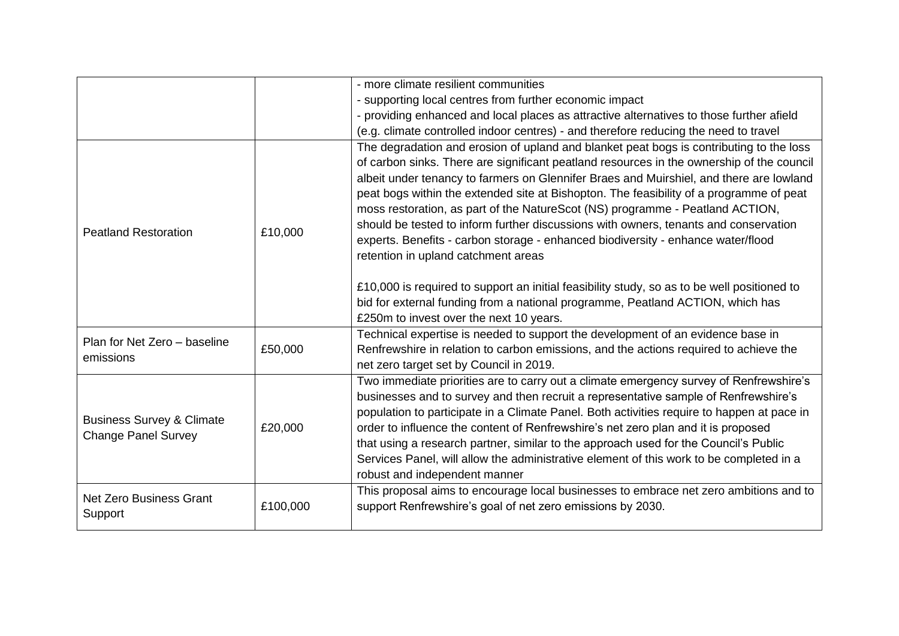| | | |
|---|---|---|
| | | - more climate resilient communities<br>- supporting local centres from further economic impact<br>- providing enhanced and local places as attractive alternatives to those further afield (e.g. climate controlled indoor centres) - and therefore reducing the need to travel |
| Peatland Restoration | £10,000 | The degradation and erosion of upland and blanket peat bogs is contributing to the loss of carbon sinks. There are significant peatland resources in the ownership of the council albeit under tenancy to farmers on Glennifer Braes and Muirshiel, and there are lowland peat bogs within the extended site at Bishopton. The feasibility of a programme of peat moss restoration, as part of the NatureScot (NS) programme - Peatland ACTION, should be tested to inform further discussions with owners, tenants and conservation experts. Benefits - carbon storage - enhanced biodiversity - enhance water/flood retention in upland catchment areas<br><br>£10,000 is required to support an initial feasibility study, so as to be well positioned to bid for external funding from a national programme, Peatland ACTION, which has £250m to invest over the next 10 years. |
| Plan for Net Zero – baseline emissions | £50,000 | Technical expertise is needed to support the development of an evidence base in Renfrewshire in relation to carbon emissions, and the actions required to achieve the net zero target set by Council in 2019. |
| Business Survey & Climate Change Panel Survey | £20,000 | Two immediate priorities are to carry out a climate emergency survey of Renfrewshire's businesses and to survey and then recruit a representative sample of Renfrewshire's population to participate in a Climate Panel. Both activities require to happen at pace in order to influence the content of Renfrewshire's net zero plan and it is proposed that using a research partner, similar to the approach used for the Council's Public Services Panel, will allow the administrative element of this work to be completed in a robust and independent manner |
| Net Zero Business Grant Support | £100,000 | This proposal aims to encourage local businesses to embrace net zero ambitions and to support Renfrewshire's goal of net zero emissions by 2030. |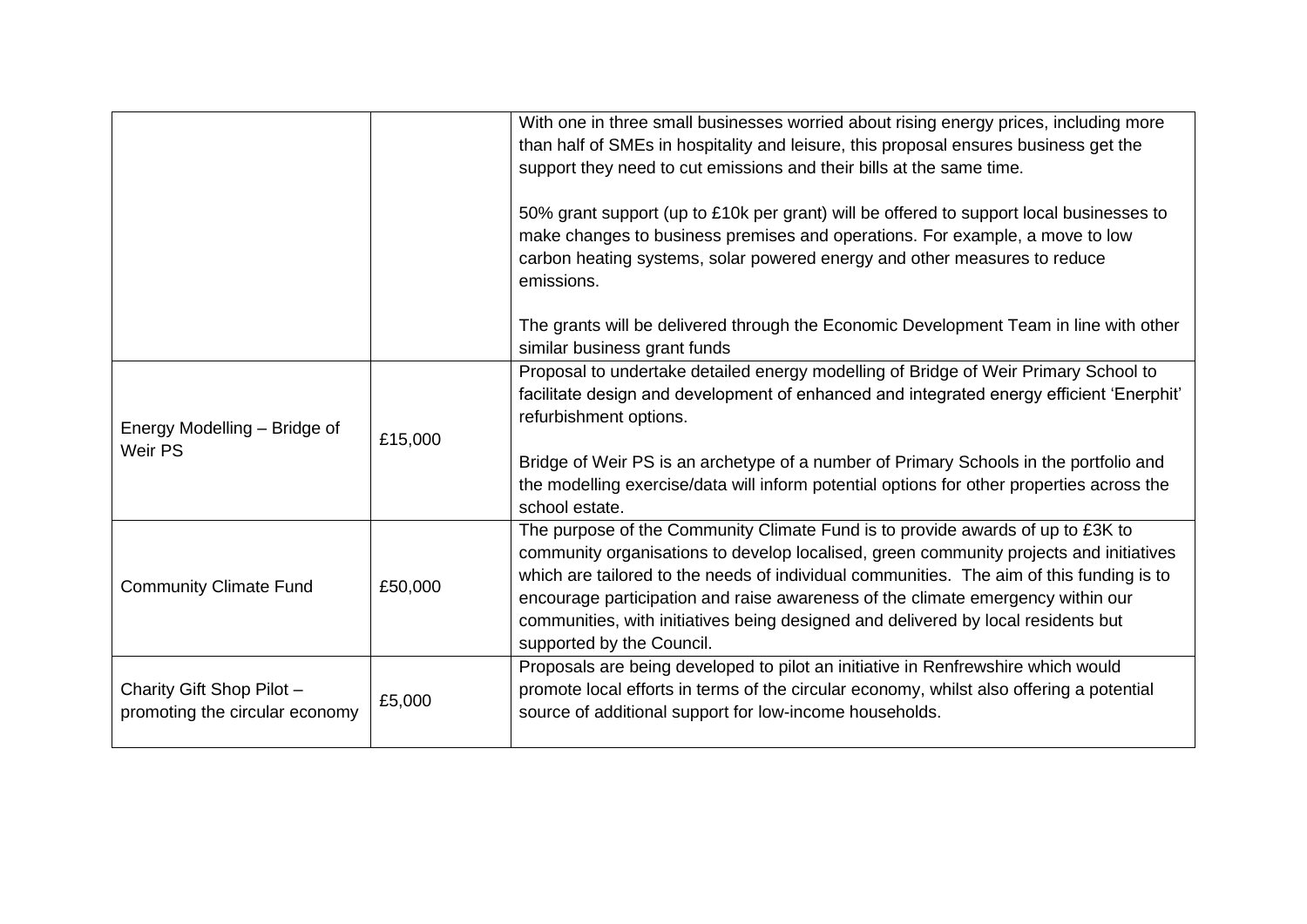| | | |
|---|---|---|
| | | With one in three small businesses worried about rising energy prices, including more than half of SMEs in hospitality and leisure, this proposal ensures business get the support they need to cut emissions and their bills at the same time.<br><br>50% grant support (up to £10k per grant) will be offered to support local businesses to make changes to business premises and operations. For example, a move to low carbon heating systems, solar powered energy and other measures to reduce emissions.<br><br>The grants will be delivered through the Economic Development Team in line with other similar business grant funds |
| Energy Modelling – Bridge of Weir PS | £15,000 | Proposal to undertake detailed energy modelling of Bridge of Weir Primary School to facilitate design and development of enhanced and integrated energy efficient 'Enerphit' refurbishment options.<br><br>Bridge of Weir PS is an archetype of a number of Primary Schools in the portfolio and the modelling exercise/data will inform potential options for other properties across the school estate. |
| Community Climate Fund | £50,000 | The purpose of the Community Climate Fund is to provide awards of up to £3K to community organisations to develop localised, green community projects and initiatives which are tailored to the needs of individual communities. The aim of this funding is to encourage participation and raise awareness of the climate emergency within our communities, with initiatives being designed and delivered by local residents but supported by the Council. |
| Charity Gift Shop Pilot – promoting the circular economy | £5,000 | Proposals are being developed to pilot an initiative in Renfrewshire which would promote local efforts in terms of the circular economy, whilst also offering a potential source of additional support for low-income households. |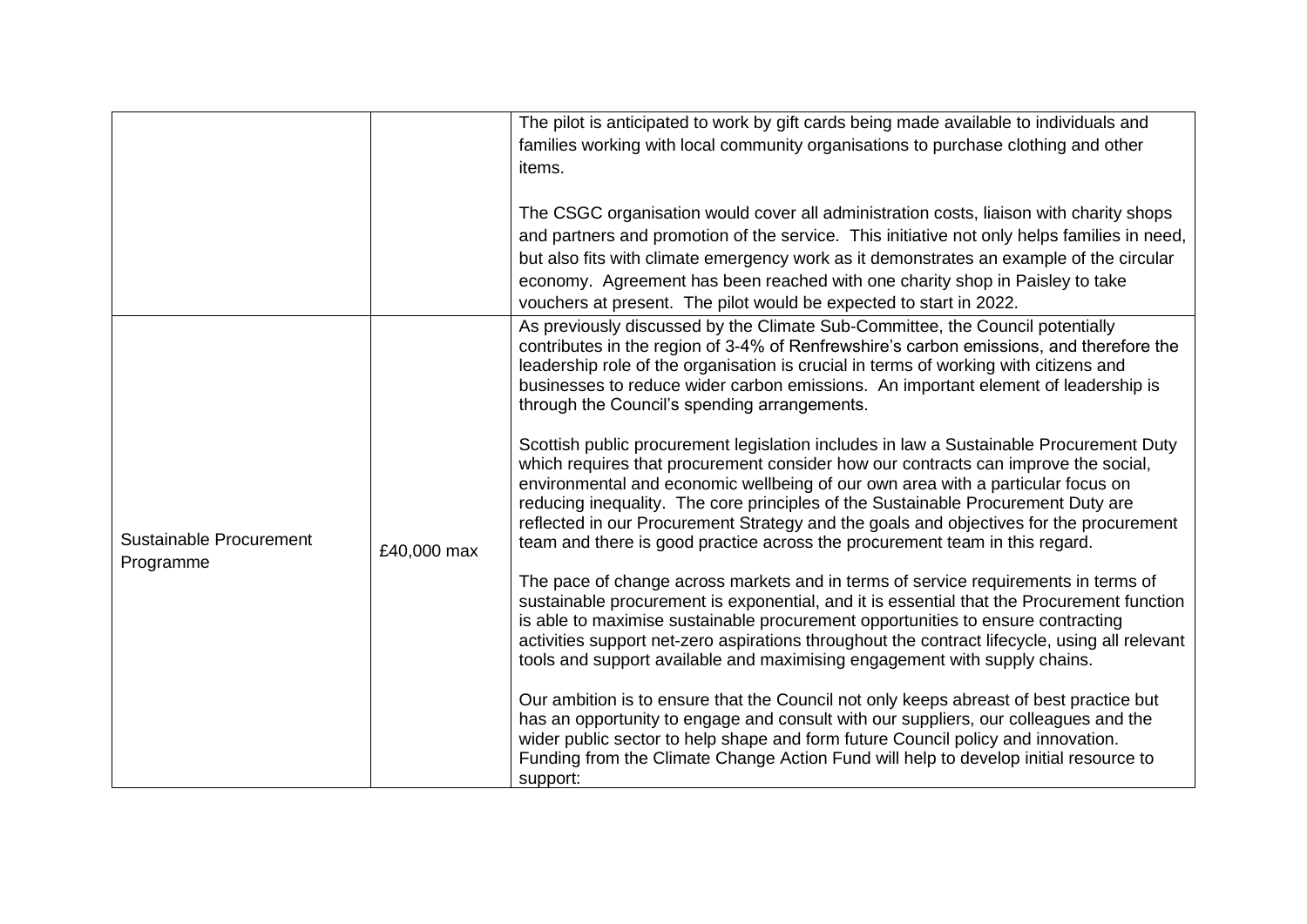| | | |
|---|---|---|
| | | The pilot is anticipated to work by gift cards being made available to individuals and families working with local community organisations to purchase clothing and other items.<br><br>The CSGC organisation would cover all administration costs, liaison with charity shops and partners and promotion of the service. This initiative not only helps families in need, but also fits with climate emergency work as it demonstrates an example of the circular economy. Agreement has been reached with one charity shop in Paisley to take vouchers at present. The pilot would be expected to start in 2022. |
| Sustainable Procurement Programme | £40,000 max | As previously discussed by the Climate Sub-Committee, the Council potentially contributes in the region of 3-4% of Renfrewshire's carbon emissions, and therefore the leadership role of the organisation is crucial in terms of working with citizens and businesses to reduce wider carbon emissions. An important element of leadership is through the Council's spending arrangements.<br><br>Scottish public procurement legislation includes in law a Sustainable Procurement Duty which requires that procurement consider how our contracts can improve the social, environmental and economic wellbeing of our own area with a particular focus on reducing inequality. The core principles of the Sustainable Procurement Duty are reflected in our Procurement Strategy and the goals and objectives for the procurement team and there is good practice across the procurement team in this regard.<br><br>The pace of change across markets and in terms of service requirements in terms of sustainable procurement is exponential, and it is essential that the Procurement function is able to maximise sustainable procurement opportunities to ensure contracting activities support net-zero aspirations throughout the contract lifecycle, using all relevant tools and support available and maximising engagement with supply chains.<br><br>Our ambition is to ensure that the Council not only keeps abreast of best practice but has an opportunity to engage and consult with our suppliers, our colleagues and the wider public sector to help shape and form future Council policy and innovation. Funding from the Climate Change Action Fund will help to develop initial resource to support: |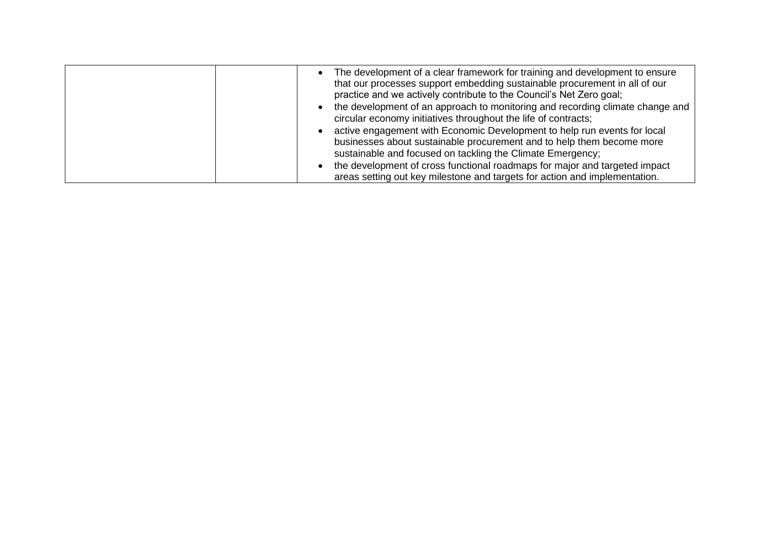|  |  | <ul><li>The development of a clear framework for training and development to ensure that our processes support embedding sustainable procurement in all of our practice and we actively contribute to the Council's Net Zero goal;</li><li>the development of an approach to monitoring and recording climate change and circular economy initiatives throughout the life of contracts;</li><li>active engagement with Economic Development to help run events for local businesses about sustainable procurement and to help them become more sustainable and focused on tackling the Climate Emergency;</li><li>the development of cross functional roadmaps for major and targeted impact areas setting out key milestone and targets for action and implementation.</li></ul> |
|---|---|---|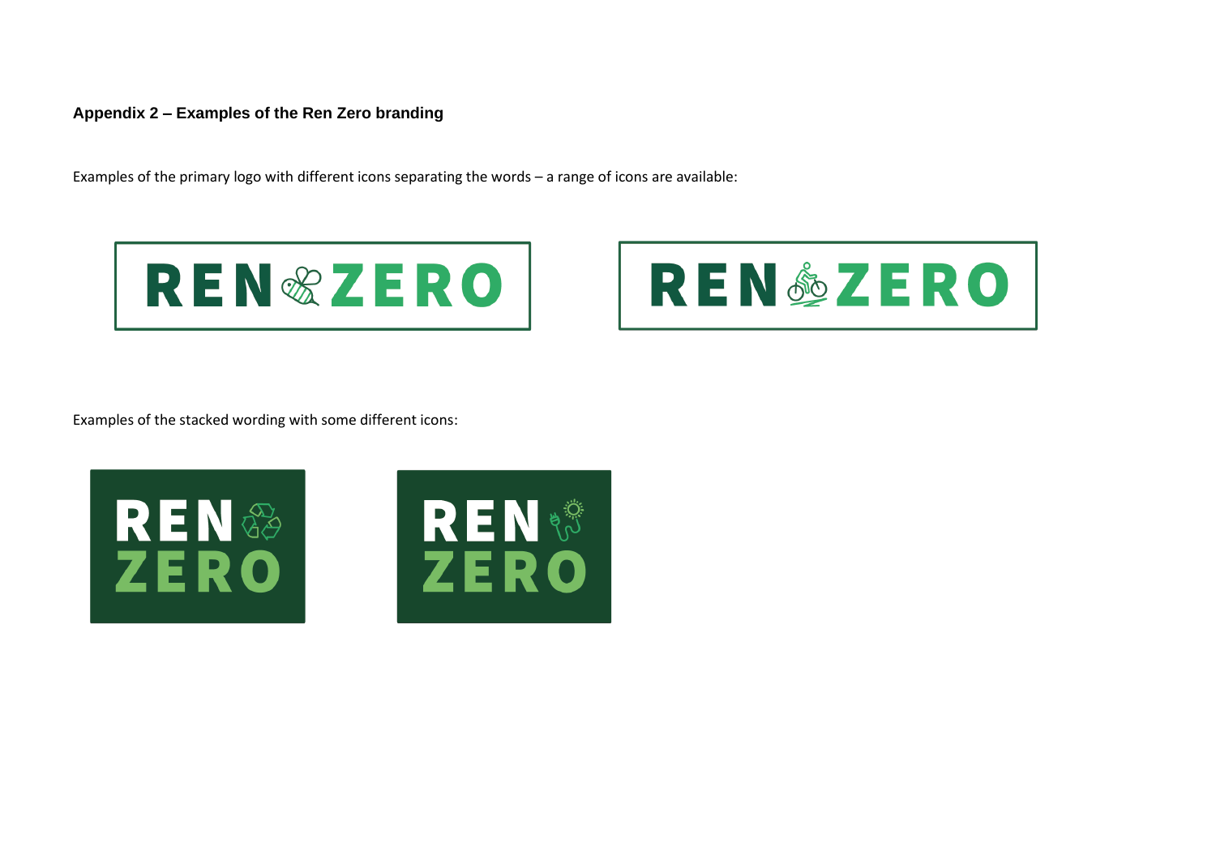### Appendix 2 – Examples of the Ren Zero branding

Examples of the primary logo with different icons separating the words – a range of icons are available:

Examples of the stacked wording with some different icons: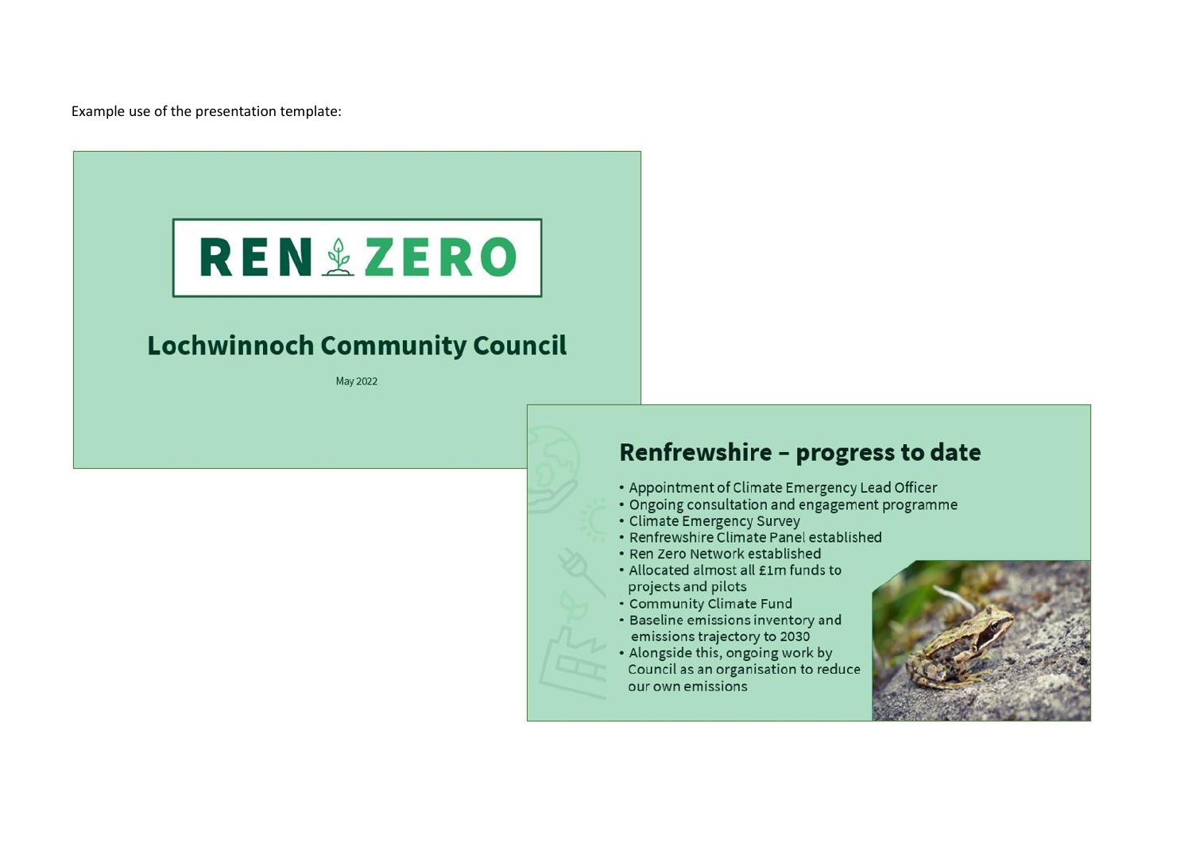Example use of the presentation template:

REN ZERO

## Lochwinnoch Community Council

May 2022

## Renfrewshire – progress to date

- Appointment of Climate Emergency Lead Officer
- Ongoing consultation and engagement programme
- Climate Emergency Survey
- Renfrewshire Climate Panel established
- Ren Zero Network established
- Allocated almost all £1m funds to projects and pilots
- Community Climate Fund
- Baseline emissions inventory and emissions trajectory to 2030
- Alongside this, ongoing work by Council as an organisation to reduce our own emissions